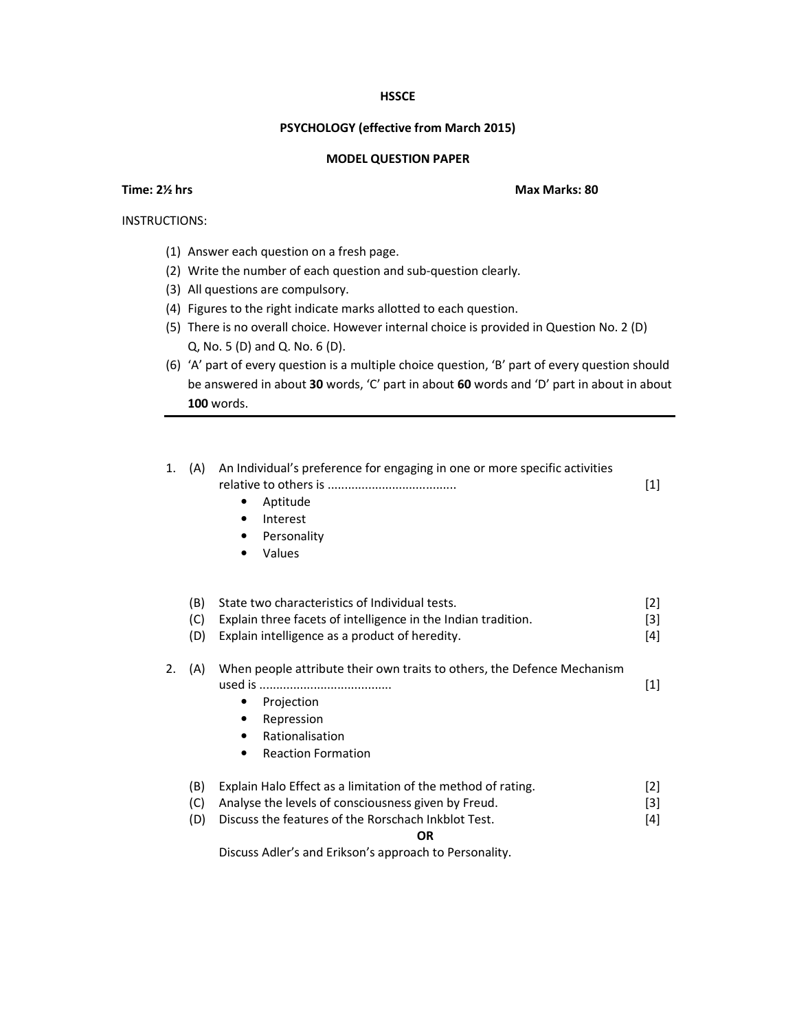**HSSCE**

**PSYCHOLOGY (effective from March 2015)**

**MODEL QUESTION PAPER**

**Time: 2½ hrs** **Max Marks: 80**

INSTRUCTIONS:

(1) Answer each question on a fresh page.
(2) Write the number of each question and sub-question clearly.
(3) All questions are compulsory.
(4) Figures to the right indicate marks allotted to each question.
(5) There is no overall choice. However internal choice is provided in Question No. 2 (D) Q, No. 5 (D) and Q. No. 6 (D).
(6) 'A' part of every question is a multiple choice question, 'B' part of every question should be answered in about **30** words, 'C' part in about **60** words and 'D' part in about in about **100** words.

---

1. (A) An Individual's preference for engaging in one or more specific activities relative to others is ..................................... [1]
   - Aptitude
   - Interest
   - Personality
   - Values

   (B) State two characteristics of Individual tests. [2]
   (C) Explain three facets of intelligence in the Indian tradition. [3]
   (D) Explain intelligence as a product of heredity. [4]

2. (A) When people attribute their own traits to others, the Defence Mechanism used is ...................................... [1]
   - Projection
   - Repression
   - Rationalisation
   - Reaction Formation

   (B) Explain Halo Effect as a limitation of the method of rating. [2]
   (C) Analyse the levels of consciousness given by Freud. [3]
   (D) Discuss the features of the Rorschach Inkblot Test. [4]

   **OR**

   Discuss Adler's and Erikson's approach to Personality.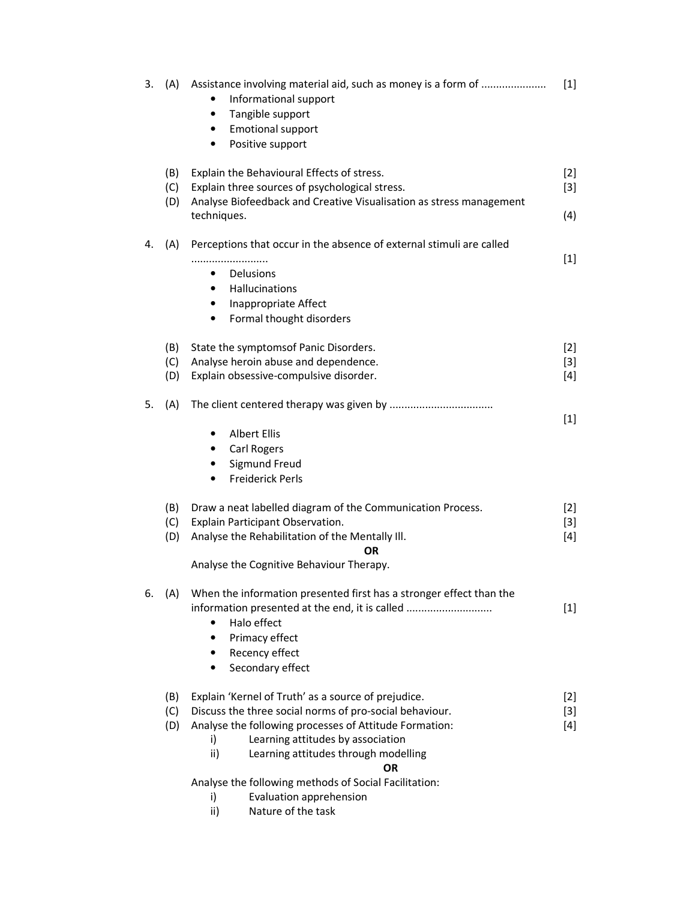3\. (A) Assistance involving material aid, such as money is a form of ...................... [1]

- Informational support
- Tangible support
- Emotional support
- Positive support

(B) Explain the Behavioural Effects of stress. [2]

(C) Explain three sources of psychological stress. [3]

(D) Analyse Biofeedback and Creative Visualisation as stress management techniques. (4)

4\. (A) Perceptions that occur in the absence of external stimuli are called .......................... [1]

- Delusions
- Hallucinations
- Inappropriate Affect
- Formal thought disorders

(B) State the symptomsof Panic Disorders. [2]

(C) Analyse heroin abuse and dependence. [3]

(D) Explain obsessive-compulsive disorder. [4]

5\. (A) The client centered therapy was given by .................................. [1]

- Albert Ellis
- Carl Rogers
- Sigmund Freud
- Freiderick Perls

(B) Draw a neat labelled diagram of the Communication Process. [2]

(C) Explain Participant Observation. [3]

(D) Analyse the Rehabilitation of the Mentally Ill. [4]

**OR**

Analyse the Cognitive Behaviour Therapy.

6\. (A) When the information presented first has a stronger effect than the information presented at the end, it is called ............................ [1]

- Halo effect
- Primacy effect
- Recency effect
- Secondary effect

(B) Explain 'Kernel of Truth' as a source of prejudice. [2]

(C) Discuss the three social norms of pro-social behaviour. [3]

(D) Analyse the following processes of Attitude Formation: [4]

i) Learning attitudes by association

ii) Learning attitudes through modelling

**OR**

Analyse the following methods of Social Facilitation:

i) Evaluation apprehension

ii) Nature of the task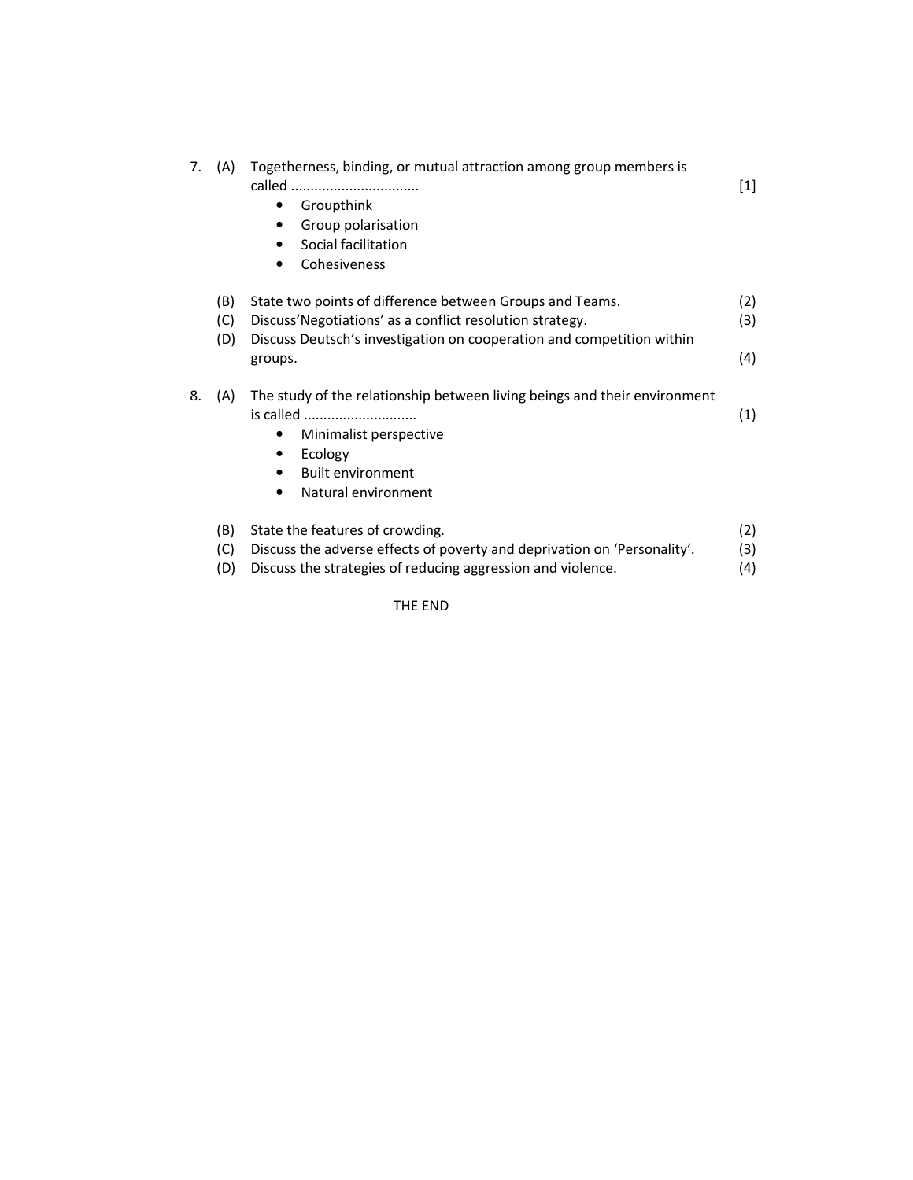7. (A) Togetherness, binding, or mutual attraction among group members is called ................................ [1]
   - Groupthink
   - Group polarisation
   - Social facilitation
   - Cohesiveness

   (B) State two points of difference between Groups and Teams. (2)

   (C) Discuss'Negotiations' as a conflict resolution strategy. (3)

   (D) Discuss Deutsch's investigation on cooperation and competition within groups. (4)

8. (A) The study of the relationship between living beings and their environment is called ............................ (1)
   - Minimalist perspective
   - Ecology
   - Built environment
   - Natural environment

   (B) State the features of crowding. (2)

   (C) Discuss the adverse effects of poverty and deprivation on 'Personality'. (3)

   (D) Discuss the strategies of reducing aggression and violence. (4)

THE END